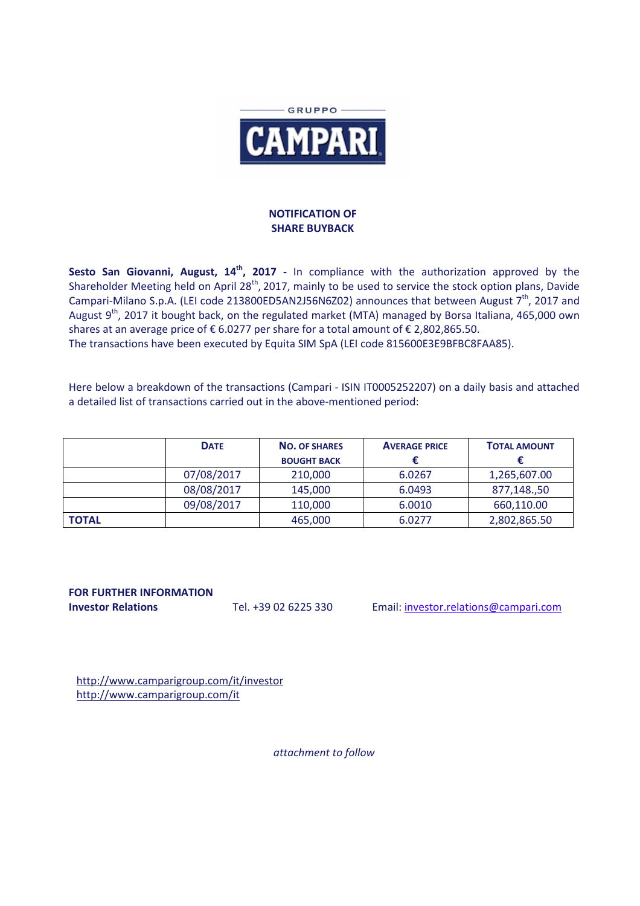GRUPPO CAMPARI

**NOTIFICATION OF SHARE BUYBACK**

**Sesto San Giovanni, August, 14th, 2017 -** In compliance with the authorization approved by the Shareholder Meeting held on April 28th, 2017, mainly to be used to service the stock option plans, Davide Campari-Milano S.p.A. (LEI code 213800ED5AN2J56N6Z02) announces that between August 7th, 2017 and August 9th, 2017 it bought back, on the regulated market (MTA) managed by Borsa Italiana, 465,000 own shares at an average price of € 6.0277 per share for a total amount of € 2,802,865.50.
The transactions have been executed by Equita SIM SpA (LEI code 815600E3E9BFBC8FAA85).

Here below a breakdown of the transactions (Campari - ISIN IT0005252207) on a daily basis and attached a detailed list of transactions carried out in the above-mentioned period:

| | DATE | NO. OF SHARES BOUGHT BACK | AVERAGE PRICE € | TOTAL AMOUNT € |
|---|---|---|---|---|
| | 07/08/2017 | 210,000 | 6.0267 | 1,265,607.00 |
| | 08/08/2017 | 145,000 | 6.0493 | 877,148.,50 |
| | 09/08/2017 | 110,000 | 6.0010 | 660,110.00 |
| **TOTAL** | | 465,000 | 6.0277 | 2,802,865.50 |

**FOR FURTHER INFORMATION**
**Investor Relations** Tel. +39 02 6225 330 Email: investor.relations@campari.com

http://www.camparigroup.com/it/investor
http://www.camparigroup.com/it

*attachment to follow*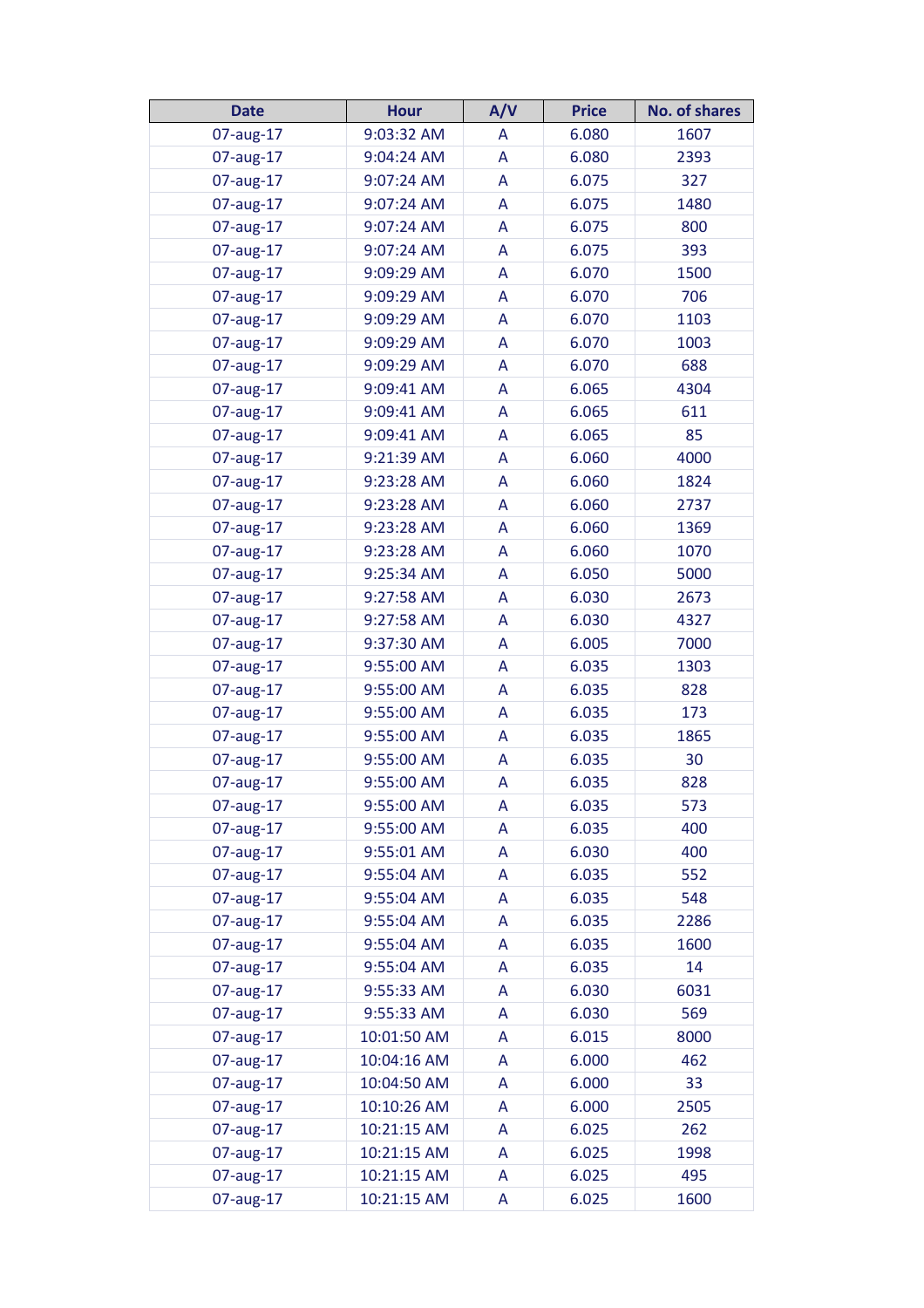| Date | Hour | A/V | Price | No. of shares |
|---|---|---|---|---|
| 07-aug-17 | 9:03:32 AM | A | 6.080 | 1607 |
| 07-aug-17 | 9:04:24 AM | A | 6.080 | 2393 |
| 07-aug-17 | 9:07:24 AM | A | 6.075 | 327 |
| 07-aug-17 | 9:07:24 AM | A | 6.075 | 1480 |
| 07-aug-17 | 9:07:24 AM | A | 6.075 | 800 |
| 07-aug-17 | 9:07:24 AM | A | 6.075 | 393 |
| 07-aug-17 | 9:09:29 AM | A | 6.070 | 1500 |
| 07-aug-17 | 9:09:29 AM | A | 6.070 | 706 |
| 07-aug-17 | 9:09:29 AM | A | 6.070 | 1103 |
| 07-aug-17 | 9:09:29 AM | A | 6.070 | 1003 |
| 07-aug-17 | 9:09:29 AM | A | 6.070 | 688 |
| 07-aug-17 | 9:09:41 AM | A | 6.065 | 4304 |
| 07-aug-17 | 9:09:41 AM | A | 6.065 | 611 |
| 07-aug-17 | 9:09:41 AM | A | 6.065 | 85 |
| 07-aug-17 | 9:21:39 AM | A | 6.060 | 4000 |
| 07-aug-17 | 9:23:28 AM | A | 6.060 | 1824 |
| 07-aug-17 | 9:23:28 AM | A | 6.060 | 2737 |
| 07-aug-17 | 9:23:28 AM | A | 6.060 | 1369 |
| 07-aug-17 | 9:23:28 AM | A | 6.060 | 1070 |
| 07-aug-17 | 9:25:34 AM | A | 6.050 | 5000 |
| 07-aug-17 | 9:27:58 AM | A | 6.030 | 2673 |
| 07-aug-17 | 9:27:58 AM | A | 6.030 | 4327 |
| 07-aug-17 | 9:37:30 AM | A | 6.005 | 7000 |
| 07-aug-17 | 9:55:00 AM | A | 6.035 | 1303 |
| 07-aug-17 | 9:55:00 AM | A | 6.035 | 828 |
| 07-aug-17 | 9:55:00 AM | A | 6.035 | 173 |
| 07-aug-17 | 9:55:00 AM | A | 6.035 | 1865 |
| 07-aug-17 | 9:55:00 AM | A | 6.035 | 30 |
| 07-aug-17 | 9:55:00 AM | A | 6.035 | 828 |
| 07-aug-17 | 9:55:00 AM | A | 6.035 | 573 |
| 07-aug-17 | 9:55:00 AM | A | 6.035 | 400 |
| 07-aug-17 | 9:55:01 AM | A | 6.030 | 400 |
| 07-aug-17 | 9:55:04 AM | A | 6.035 | 552 |
| 07-aug-17 | 9:55:04 AM | A | 6.035 | 548 |
| 07-aug-17 | 9:55:04 AM | A | 6.035 | 2286 |
| 07-aug-17 | 9:55:04 AM | A | 6.035 | 1600 |
| 07-aug-17 | 9:55:04 AM | A | 6.035 | 14 |
| 07-aug-17 | 9:55:33 AM | A | 6.030 | 6031 |
| 07-aug-17 | 9:55:33 AM | A | 6.030 | 569 |
| 07-aug-17 | 10:01:50 AM | A | 6.015 | 8000 |
| 07-aug-17 | 10:04:16 AM | A | 6.000 | 462 |
| 07-aug-17 | 10:04:50 AM | A | 6.000 | 33 |
| 07-aug-17 | 10:10:26 AM | A | 6.000 | 2505 |
| 07-aug-17 | 10:21:15 AM | A | 6.025 | 262 |
| 07-aug-17 | 10:21:15 AM | A | 6.025 | 1998 |
| 07-aug-17 | 10:21:15 AM | A | 6.025 | 495 |
| 07-aug-17 | 10:21:15 AM | A | 6.025 | 1600 |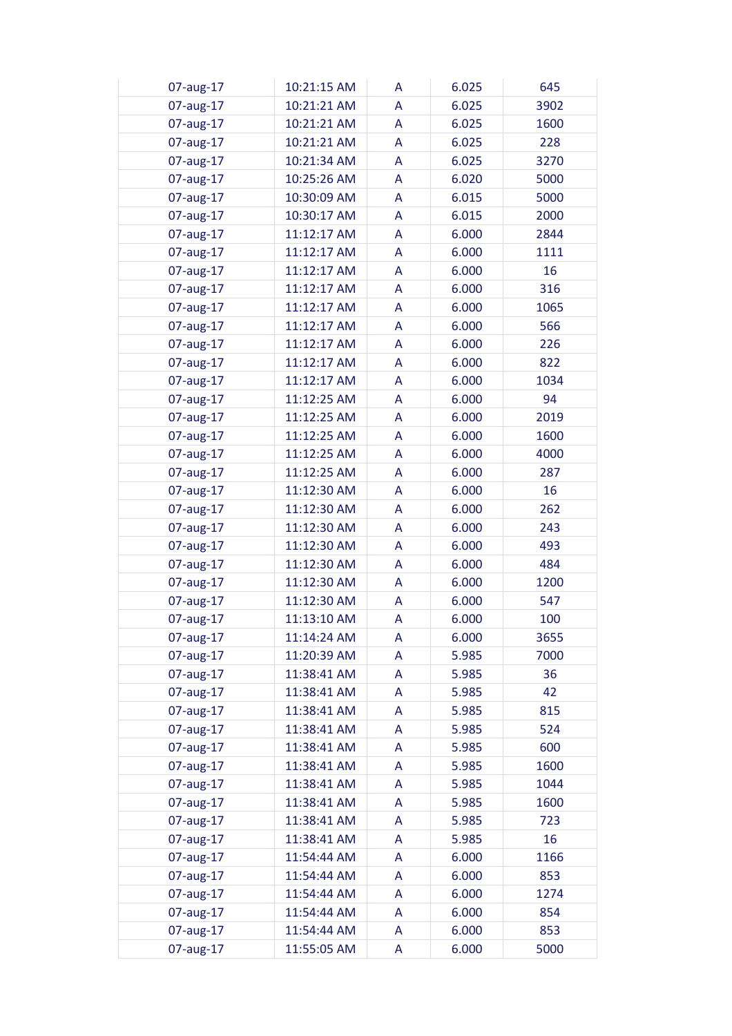| | | | | |
|---|---|---|---|---|
| 07-aug-17 | 10:21:15 AM | A | 6.025 | 645 |
| 07-aug-17 | 10:21:21 AM | A | 6.025 | 3902 |
| 07-aug-17 | 10:21:21 AM | A | 6.025 | 1600 |
| 07-aug-17 | 10:21:21 AM | A | 6.025 | 228 |
| 07-aug-17 | 10:21:34 AM | A | 6.025 | 3270 |
| 07-aug-17 | 10:25:26 AM | A | 6.020 | 5000 |
| 07-aug-17 | 10:30:09 AM | A | 6.015 | 5000 |
| 07-aug-17 | 10:30:17 AM | A | 6.015 | 2000 |
| 07-aug-17 | 11:12:17 AM | A | 6.000 | 2844 |
| 07-aug-17 | 11:12:17 AM | A | 6.000 | 1111 |
| 07-aug-17 | 11:12:17 AM | A | 6.000 | 16 |
| 07-aug-17 | 11:12:17 AM | A | 6.000 | 316 |
| 07-aug-17 | 11:12:17 AM | A | 6.000 | 1065 |
| 07-aug-17 | 11:12:17 AM | A | 6.000 | 566 |
| 07-aug-17 | 11:12:17 AM | A | 6.000 | 226 |
| 07-aug-17 | 11:12:17 AM | A | 6.000 | 822 |
| 07-aug-17 | 11:12:17 AM | A | 6.000 | 1034 |
| 07-aug-17 | 11:12:25 AM | A | 6.000 | 94 |
| 07-aug-17 | 11:12:25 AM | A | 6.000 | 2019 |
| 07-aug-17 | 11:12:25 AM | A | 6.000 | 1600 |
| 07-aug-17 | 11:12:25 AM | A | 6.000 | 4000 |
| 07-aug-17 | 11:12:25 AM | A | 6.000 | 287 |
| 07-aug-17 | 11:12:30 AM | A | 6.000 | 16 |
| 07-aug-17 | 11:12:30 AM | A | 6.000 | 262 |
| 07-aug-17 | 11:12:30 AM | A | 6.000 | 243 |
| 07-aug-17 | 11:12:30 AM | A | 6.000 | 493 |
| 07-aug-17 | 11:12:30 AM | A | 6.000 | 484 |
| 07-aug-17 | 11:12:30 AM | A | 6.000 | 1200 |
| 07-aug-17 | 11:12:30 AM | A | 6.000 | 547 |
| 07-aug-17 | 11:13:10 AM | A | 6.000 | 100 |
| 07-aug-17 | 11:14:24 AM | A | 6.000 | 3655 |
| 07-aug-17 | 11:20:39 AM | A | 5.985 | 7000 |
| 07-aug-17 | 11:38:41 AM | A | 5.985 | 36 |
| 07-aug-17 | 11:38:41 AM | A | 5.985 | 42 |
| 07-aug-17 | 11:38:41 AM | A | 5.985 | 815 |
| 07-aug-17 | 11:38:41 AM | A | 5.985 | 524 |
| 07-aug-17 | 11:38:41 AM | A | 5.985 | 600 |
| 07-aug-17 | 11:38:41 AM | A | 5.985 | 1600 |
| 07-aug-17 | 11:38:41 AM | A | 5.985 | 1044 |
| 07-aug-17 | 11:38:41 AM | A | 5.985 | 1600 |
| 07-aug-17 | 11:38:41 AM | A | 5.985 | 723 |
| 07-aug-17 | 11:38:41 AM | A | 5.985 | 16 |
| 07-aug-17 | 11:54:44 AM | A | 6.000 | 1166 |
| 07-aug-17 | 11:54:44 AM | A | 6.000 | 853 |
| 07-aug-17 | 11:54:44 AM | A | 6.000 | 1274 |
| 07-aug-17 | 11:54:44 AM | A | 6.000 | 854 |
| 07-aug-17 | 11:54:44 AM | A | 6.000 | 853 |
| 07-aug-17 | 11:55:05 AM | A | 6.000 | 5000 |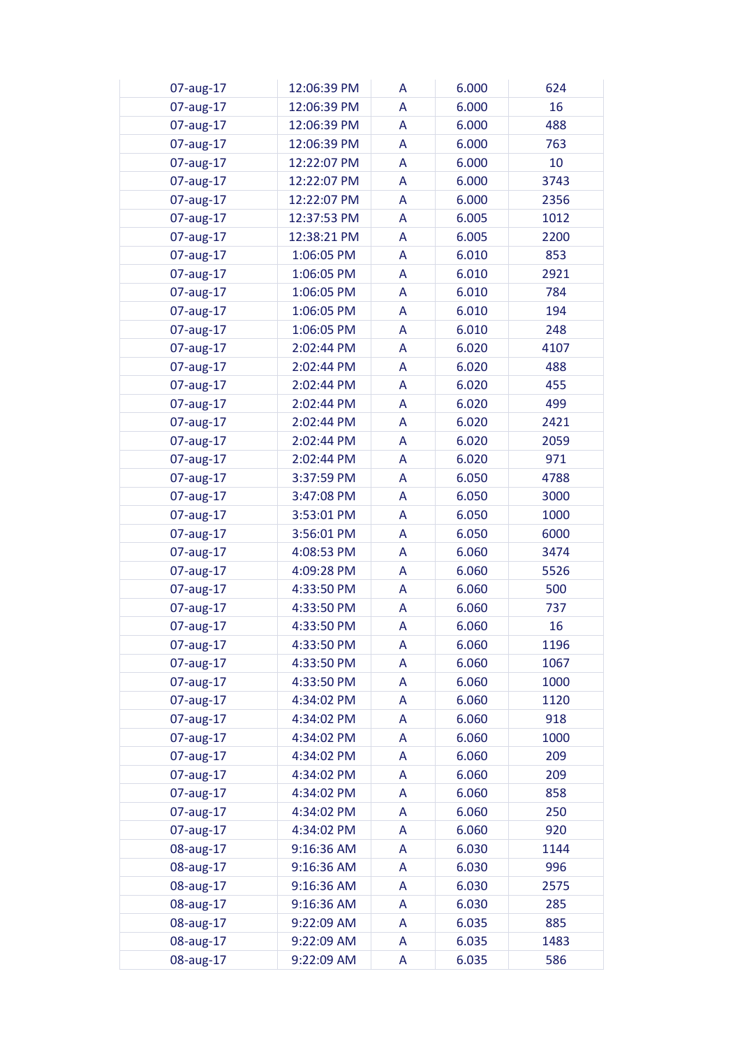| | | | | |
|---|---|---|---|---|
| 07-aug-17 | 12:06:39 PM | A | 6.000 | 624 |
| 07-aug-17 | 12:06:39 PM | A | 6.000 | 16 |
| 07-aug-17 | 12:06:39 PM | A | 6.000 | 488 |
| 07-aug-17 | 12:06:39 PM | A | 6.000 | 763 |
| 07-aug-17 | 12:22:07 PM | A | 6.000 | 10 |
| 07-aug-17 | 12:22:07 PM | A | 6.000 | 3743 |
| 07-aug-17 | 12:22:07 PM | A | 6.000 | 2356 |
| 07-aug-17 | 12:37:53 PM | A | 6.005 | 1012 |
| 07-aug-17 | 12:38:21 PM | A | 6.005 | 2200 |
| 07-aug-17 | 1:06:05 PM | A | 6.010 | 853 |
| 07-aug-17 | 1:06:05 PM | A | 6.010 | 2921 |
| 07-aug-17 | 1:06:05 PM | A | 6.010 | 784 |
| 07-aug-17 | 1:06:05 PM | A | 6.010 | 194 |
| 07-aug-17 | 1:06:05 PM | A | 6.010 | 248 |
| 07-aug-17 | 2:02:44 PM | A | 6.020 | 4107 |
| 07-aug-17 | 2:02:44 PM | A | 6.020 | 488 |
| 07-aug-17 | 2:02:44 PM | A | 6.020 | 455 |
| 07-aug-17 | 2:02:44 PM | A | 6.020 | 499 |
| 07-aug-17 | 2:02:44 PM | A | 6.020 | 2421 |
| 07-aug-17 | 2:02:44 PM | A | 6.020 | 2059 |
| 07-aug-17 | 2:02:44 PM | A | 6.020 | 971 |
| 07-aug-17 | 3:37:59 PM | A | 6.050 | 4788 |
| 07-aug-17 | 3:47:08 PM | A | 6.050 | 3000 |
| 07-aug-17 | 3:53:01 PM | A | 6.050 | 1000 |
| 07-aug-17 | 3:56:01 PM | A | 6.050 | 6000 |
| 07-aug-17 | 4:08:53 PM | A | 6.060 | 3474 |
| 07-aug-17 | 4:09:28 PM | A | 6.060 | 5526 |
| 07-aug-17 | 4:33:50 PM | A | 6.060 | 500 |
| 07-aug-17 | 4:33:50 PM | A | 6.060 | 737 |
| 07-aug-17 | 4:33:50 PM | A | 6.060 | 16 |
| 07-aug-17 | 4:33:50 PM | A | 6.060 | 1196 |
| 07-aug-17 | 4:33:50 PM | A | 6.060 | 1067 |
| 07-aug-17 | 4:33:50 PM | A | 6.060 | 1000 |
| 07-aug-17 | 4:34:02 PM | A | 6.060 | 1120 |
| 07-aug-17 | 4:34:02 PM | A | 6.060 | 918 |
| 07-aug-17 | 4:34:02 PM | A | 6.060 | 1000 |
| 07-aug-17 | 4:34:02 PM | A | 6.060 | 209 |
| 07-aug-17 | 4:34:02 PM | A | 6.060 | 209 |
| 07-aug-17 | 4:34:02 PM | A | 6.060 | 858 |
| 07-aug-17 | 4:34:02 PM | A | 6.060 | 250 |
| 07-aug-17 | 4:34:02 PM | A | 6.060 | 920 |
| 08-aug-17 | 9:16:36 AM | A | 6.030 | 1144 |
| 08-aug-17 | 9:16:36 AM | A | 6.030 | 996 |
| 08-aug-17 | 9:16:36 AM | A | 6.030 | 2575 |
| 08-aug-17 | 9:16:36 AM | A | 6.030 | 285 |
| 08-aug-17 | 9:22:09 AM | A | 6.035 | 885 |
| 08-aug-17 | 9:22:09 AM | A | 6.035 | 1483 |
| 08-aug-17 | 9:22:09 AM | A | 6.035 | 586 |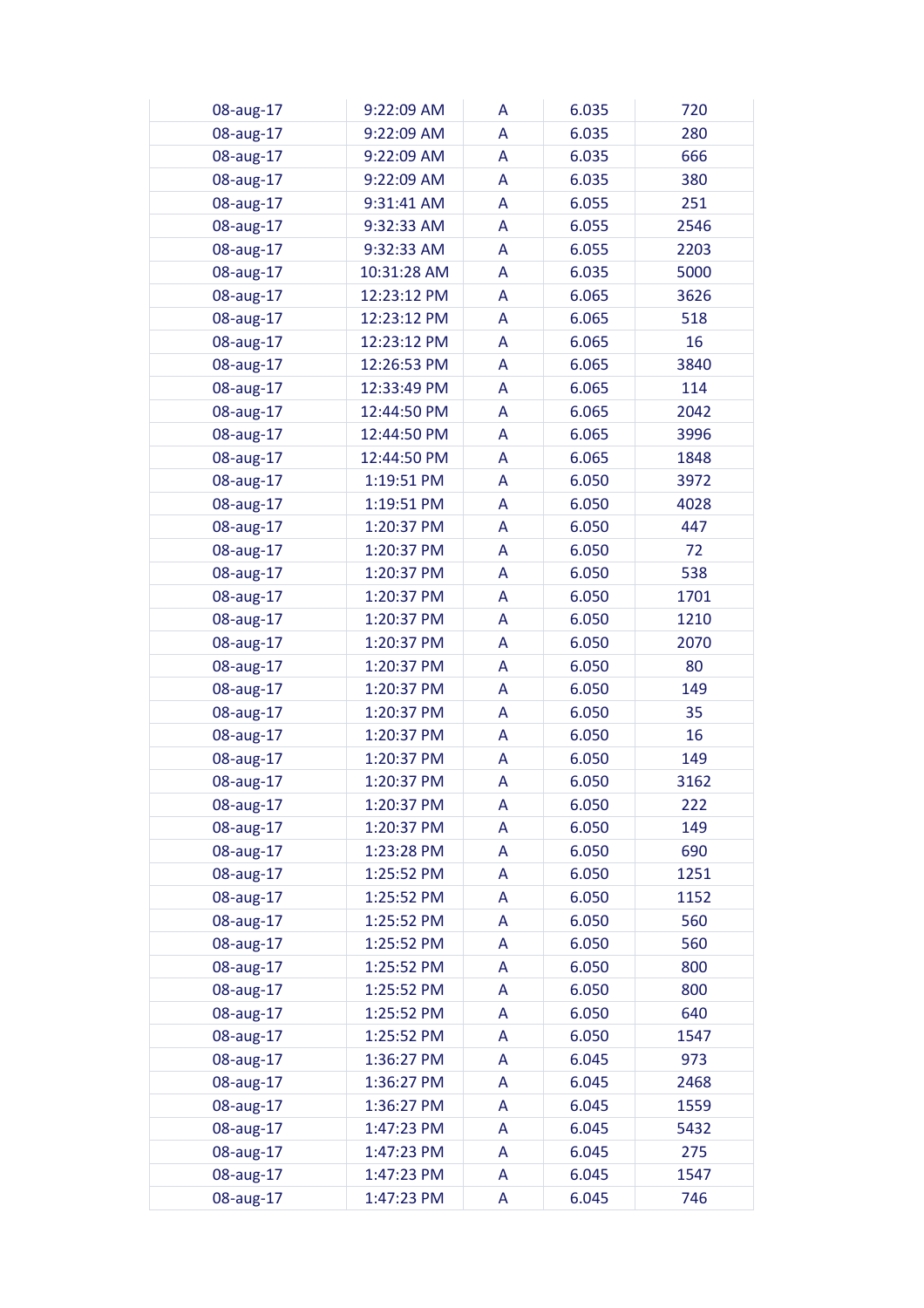| | | | | |
|---|---|---|---|---|
| 08-aug-17 | 9:22:09 AM | A | 6.035 | 720 |
| 08-aug-17 | 9:22:09 AM | A | 6.035 | 280 |
| 08-aug-17 | 9:22:09 AM | A | 6.035 | 666 |
| 08-aug-17 | 9:22:09 AM | A | 6.035 | 380 |
| 08-aug-17 | 9:31:41 AM | A | 6.055 | 251 |
| 08-aug-17 | 9:32:33 AM | A | 6.055 | 2546 |
| 08-aug-17 | 9:32:33 AM | A | 6.055 | 2203 |
| 08-aug-17 | 10:31:28 AM | A | 6.035 | 5000 |
| 08-aug-17 | 12:23:12 PM | A | 6.065 | 3626 |
| 08-aug-17 | 12:23:12 PM | A | 6.065 | 518 |
| 08-aug-17 | 12:23:12 PM | A | 6.065 | 16 |
| 08-aug-17 | 12:26:53 PM | A | 6.065 | 3840 |
| 08-aug-17 | 12:33:49 PM | A | 6.065 | 114 |
| 08-aug-17 | 12:44:50 PM | A | 6.065 | 2042 |
| 08-aug-17 | 12:44:50 PM | A | 6.065 | 3996 |
| 08-aug-17 | 12:44:50 PM | A | 6.065 | 1848 |
| 08-aug-17 | 1:19:51 PM | A | 6.050 | 3972 |
| 08-aug-17 | 1:19:51 PM | A | 6.050 | 4028 |
| 08-aug-17 | 1:20:37 PM | A | 6.050 | 447 |
| 08-aug-17 | 1:20:37 PM | A | 6.050 | 72 |
| 08-aug-17 | 1:20:37 PM | A | 6.050 | 538 |
| 08-aug-17 | 1:20:37 PM | A | 6.050 | 1701 |
| 08-aug-17 | 1:20:37 PM | A | 6.050 | 1210 |
| 08-aug-17 | 1:20:37 PM | A | 6.050 | 2070 |
| 08-aug-17 | 1:20:37 PM | A | 6.050 | 80 |
| 08-aug-17 | 1:20:37 PM | A | 6.050 | 149 |
| 08-aug-17 | 1:20:37 PM | A | 6.050 | 35 |
| 08-aug-17 | 1:20:37 PM | A | 6.050 | 16 |
| 08-aug-17 | 1:20:37 PM | A | 6.050 | 149 |
| 08-aug-17 | 1:20:37 PM | A | 6.050 | 3162 |
| 08-aug-17 | 1:20:37 PM | A | 6.050 | 222 |
| 08-aug-17 | 1:20:37 PM | A | 6.050 | 149 |
| 08-aug-17 | 1:23:28 PM | A | 6.050 | 690 |
| 08-aug-17 | 1:25:52 PM | A | 6.050 | 1251 |
| 08-aug-17 | 1:25:52 PM | A | 6.050 | 1152 |
| 08-aug-17 | 1:25:52 PM | A | 6.050 | 560 |
| 08-aug-17 | 1:25:52 PM | A | 6.050 | 560 |
| 08-aug-17 | 1:25:52 PM | A | 6.050 | 800 |
| 08-aug-17 | 1:25:52 PM | A | 6.050 | 800 |
| 08-aug-17 | 1:25:52 PM | A | 6.050 | 640 |
| 08-aug-17 | 1:25:52 PM | A | 6.050 | 1547 |
| 08-aug-17 | 1:36:27 PM | A | 6.045 | 973 |
| 08-aug-17 | 1:36:27 PM | A | 6.045 | 2468 |
| 08-aug-17 | 1:36:27 PM | A | 6.045 | 1559 |
| 08-aug-17 | 1:47:23 PM | A | 6.045 | 5432 |
| 08-aug-17 | 1:47:23 PM | A | 6.045 | 275 |
| 08-aug-17 | 1:47:23 PM | A | 6.045 | 1547 |
| 08-aug-17 | 1:47:23 PM | A | 6.045 | 746 |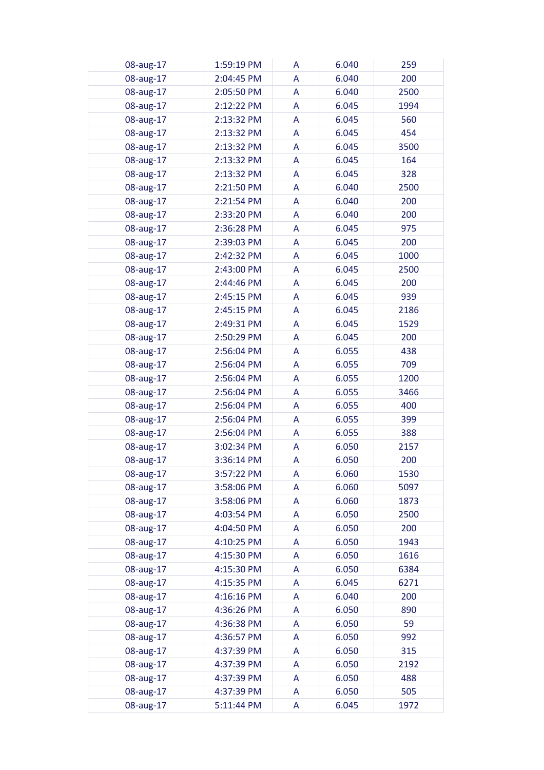| | | | | |
|---|---|---|---|---|
| 08-aug-17 | 1:59:19 PM | A | 6.040 | 259 |
| 08-aug-17 | 2:04:45 PM | A | 6.040 | 200 |
| 08-aug-17 | 2:05:50 PM | A | 6.040 | 2500 |
| 08-aug-17 | 2:12:22 PM | A | 6.045 | 1994 |
| 08-aug-17 | 2:13:32 PM | A | 6.045 | 560 |
| 08-aug-17 | 2:13:32 PM | A | 6.045 | 454 |
| 08-aug-17 | 2:13:32 PM | A | 6.045 | 3500 |
| 08-aug-17 | 2:13:32 PM | A | 6.045 | 164 |
| 08-aug-17 | 2:13:32 PM | A | 6.045 | 328 |
| 08-aug-17 | 2:21:50 PM | A | 6.040 | 2500 |
| 08-aug-17 | 2:21:54 PM | A | 6.040 | 200 |
| 08-aug-17 | 2:33:20 PM | A | 6.040 | 200 |
| 08-aug-17 | 2:36:28 PM | A | 6.045 | 975 |
| 08-aug-17 | 2:39:03 PM | A | 6.045 | 200 |
| 08-aug-17 | 2:42:32 PM | A | 6.045 | 1000 |
| 08-aug-17 | 2:43:00 PM | A | 6.045 | 2500 |
| 08-aug-17 | 2:44:46 PM | A | 6.045 | 200 |
| 08-aug-17 | 2:45:15 PM | A | 6.045 | 939 |
| 08-aug-17 | 2:45:15 PM | A | 6.045 | 2186 |
| 08-aug-17 | 2:49:31 PM | A | 6.045 | 1529 |
| 08-aug-17 | 2:50:29 PM | A | 6.045 | 200 |
| 08-aug-17 | 2:56:04 PM | A | 6.055 | 438 |
| 08-aug-17 | 2:56:04 PM | A | 6.055 | 709 |
| 08-aug-17 | 2:56:04 PM | A | 6.055 | 1200 |
| 08-aug-17 | 2:56:04 PM | A | 6.055 | 3466 |
| 08-aug-17 | 2:56:04 PM | A | 6.055 | 400 |
| 08-aug-17 | 2:56:04 PM | A | 6.055 | 399 |
| 08-aug-17 | 2:56:04 PM | A | 6.055 | 388 |
| 08-aug-17 | 3:02:34 PM | A | 6.050 | 2157 |
| 08-aug-17 | 3:36:14 PM | A | 6.050 | 200 |
| 08-aug-17 | 3:57:22 PM | A | 6.060 | 1530 |
| 08-aug-17 | 3:58:06 PM | A | 6.060 | 5097 |
| 08-aug-17 | 3:58:06 PM | A | 6.060 | 1873 |
| 08-aug-17 | 4:03:54 PM | A | 6.050 | 2500 |
| 08-aug-17 | 4:04:50 PM | A | 6.050 | 200 |
| 08-aug-17 | 4:10:25 PM | A | 6.050 | 1943 |
| 08-aug-17 | 4:15:30 PM | A | 6.050 | 1616 |
| 08-aug-17 | 4:15:30 PM | A | 6.050 | 6384 |
| 08-aug-17 | 4:15:35 PM | A | 6.045 | 6271 |
| 08-aug-17 | 4:16:16 PM | A | 6.040 | 200 |
| 08-aug-17 | 4:36:26 PM | A | 6.050 | 890 |
| 08-aug-17 | 4:36:38 PM | A | 6.050 | 59 |
| 08-aug-17 | 4:36:57 PM | A | 6.050 | 992 |
| 08-aug-17 | 4:37:39 PM | A | 6.050 | 315 |
| 08-aug-17 | 4:37:39 PM | A | 6.050 | 2192 |
| 08-aug-17 | 4:37:39 PM | A | 6.050 | 488 |
| 08-aug-17 | 4:37:39 PM | A | 6.050 | 505 |
| 08-aug-17 | 5:11:44 PM | A | 6.045 | 1972 |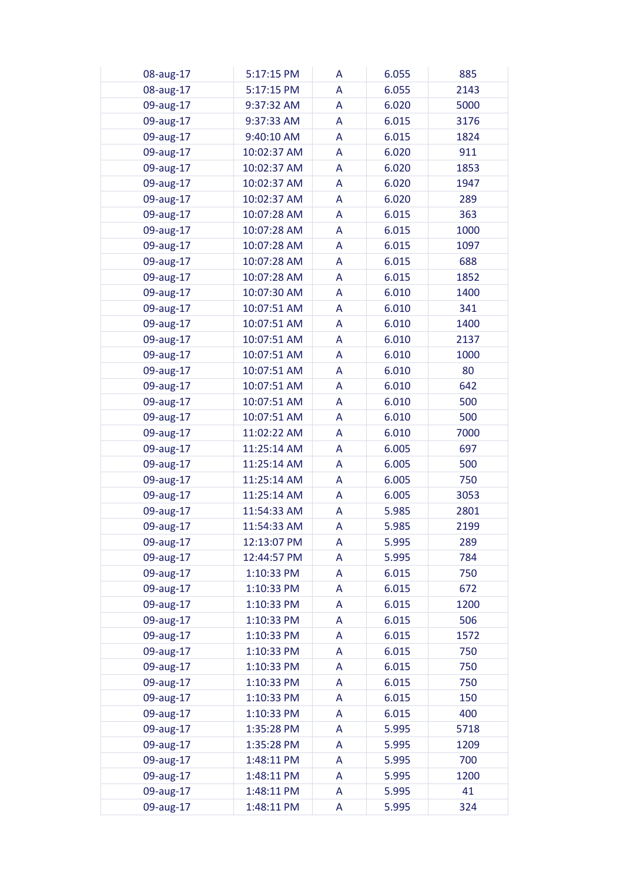| | | | | |
|---|---|---|---|---|
| 08-aug-17 | 5:17:15 PM | A | 6.055 | 885 |
| 08-aug-17 | 5:17:15 PM | A | 6.055 | 2143 |
| 09-aug-17 | 9:37:32 AM | A | 6.020 | 5000 |
| 09-aug-17 | 9:37:33 AM | A | 6.015 | 3176 |
| 09-aug-17 | 9:40:10 AM | A | 6.015 | 1824 |
| 09-aug-17 | 10:02:37 AM | A | 6.020 | 911 |
| 09-aug-17 | 10:02:37 AM | A | 6.020 | 1853 |
| 09-aug-17 | 10:02:37 AM | A | 6.020 | 1947 |
| 09-aug-17 | 10:02:37 AM | A | 6.020 | 289 |
| 09-aug-17 | 10:07:28 AM | A | 6.015 | 363 |
| 09-aug-17 | 10:07:28 AM | A | 6.015 | 1000 |
| 09-aug-17 | 10:07:28 AM | A | 6.015 | 1097 |
| 09-aug-17 | 10:07:28 AM | A | 6.015 | 688 |
| 09-aug-17 | 10:07:28 AM | A | 6.015 | 1852 |
| 09-aug-17 | 10:07:30 AM | A | 6.010 | 1400 |
| 09-aug-17 | 10:07:51 AM | A | 6.010 | 341 |
| 09-aug-17 | 10:07:51 AM | A | 6.010 | 1400 |
| 09-aug-17 | 10:07:51 AM | A | 6.010 | 2137 |
| 09-aug-17 | 10:07:51 AM | A | 6.010 | 1000 |
| 09-aug-17 | 10:07:51 AM | A | 6.010 | 80 |
| 09-aug-17 | 10:07:51 AM | A | 6.010 | 642 |
| 09-aug-17 | 10:07:51 AM | A | 6.010 | 500 |
| 09-aug-17 | 10:07:51 AM | A | 6.010 | 500 |
| 09-aug-17 | 11:02:22 AM | A | 6.010 | 7000 |
| 09-aug-17 | 11:25:14 AM | A | 6.005 | 697 |
| 09-aug-17 | 11:25:14 AM | A | 6.005 | 500 |
| 09-aug-17 | 11:25:14 AM | A | 6.005 | 750 |
| 09-aug-17 | 11:25:14 AM | A | 6.005 | 3053 |
| 09-aug-17 | 11:54:33 AM | A | 5.985 | 2801 |
| 09-aug-17 | 11:54:33 AM | A | 5.985 | 2199 |
| 09-aug-17 | 12:13:07 PM | A | 5.995 | 289 |
| 09-aug-17 | 12:44:57 PM | A | 5.995 | 784 |
| 09-aug-17 | 1:10:33 PM | A | 6.015 | 750 |
| 09-aug-17 | 1:10:33 PM | A | 6.015 | 672 |
| 09-aug-17 | 1:10:33 PM | A | 6.015 | 1200 |
| 09-aug-17 | 1:10:33 PM | A | 6.015 | 506 |
| 09-aug-17 | 1:10:33 PM | A | 6.015 | 1572 |
| 09-aug-17 | 1:10:33 PM | A | 6.015 | 750 |
| 09-aug-17 | 1:10:33 PM | A | 6.015 | 750 |
| 09-aug-17 | 1:10:33 PM | A | 6.015 | 750 |
| 09-aug-17 | 1:10:33 PM | A | 6.015 | 150 |
| 09-aug-17 | 1:10:33 PM | A | 6.015 | 400 |
| 09-aug-17 | 1:35:28 PM | A | 5.995 | 5718 |
| 09-aug-17 | 1:35:28 PM | A | 5.995 | 1209 |
| 09-aug-17 | 1:48:11 PM | A | 5.995 | 700 |
| 09-aug-17 | 1:48:11 PM | A | 5.995 | 1200 |
| 09-aug-17 | 1:48:11 PM | A | 5.995 | 41 |
| 09-aug-17 | 1:48:11 PM | A | 5.995 | 324 |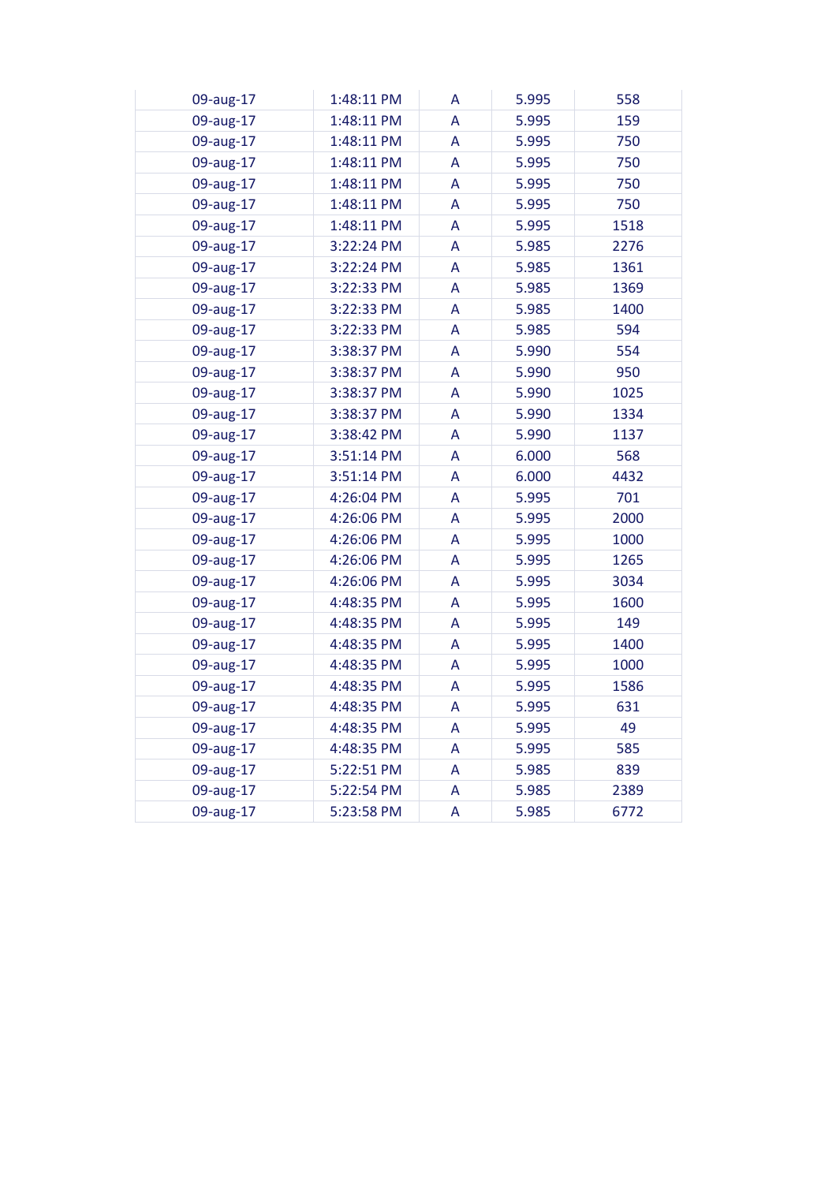| | | | | |
|---|---|---|---|---|
| 09-aug-17 | 1:48:11 PM | A | 5.995 | 558 |
| 09-aug-17 | 1:48:11 PM | A | 5.995 | 159 |
| 09-aug-17 | 1:48:11 PM | A | 5.995 | 750 |
| 09-aug-17 | 1:48:11 PM | A | 5.995 | 750 |
| 09-aug-17 | 1:48:11 PM | A | 5.995 | 750 |
| 09-aug-17 | 1:48:11 PM | A | 5.995 | 750 |
| 09-aug-17 | 1:48:11 PM | A | 5.995 | 1518 |
| 09-aug-17 | 3:22:24 PM | A | 5.985 | 2276 |
| 09-aug-17 | 3:22:24 PM | A | 5.985 | 1361 |
| 09-aug-17 | 3:22:33 PM | A | 5.985 | 1369 |
| 09-aug-17 | 3:22:33 PM | A | 5.985 | 1400 |
| 09-aug-17 | 3:22:33 PM | A | 5.985 | 594 |
| 09-aug-17 | 3:38:37 PM | A | 5.990 | 554 |
| 09-aug-17 | 3:38:37 PM | A | 5.990 | 950 |
| 09-aug-17 | 3:38:37 PM | A | 5.990 | 1025 |
| 09-aug-17 | 3:38:37 PM | A | 5.990 | 1334 |
| 09-aug-17 | 3:38:42 PM | A | 5.990 | 1137 |
| 09-aug-17 | 3:51:14 PM | A | 6.000 | 568 |
| 09-aug-17 | 3:51:14 PM | A | 6.000 | 4432 |
| 09-aug-17 | 4:26:04 PM | A | 5.995 | 701 |
| 09-aug-17 | 4:26:06 PM | A | 5.995 | 2000 |
| 09-aug-17 | 4:26:06 PM | A | 5.995 | 1000 |
| 09-aug-17 | 4:26:06 PM | A | 5.995 | 1265 |
| 09-aug-17 | 4:26:06 PM | A | 5.995 | 3034 |
| 09-aug-17 | 4:48:35 PM | A | 5.995 | 1600 |
| 09-aug-17 | 4:48:35 PM | A | 5.995 | 149 |
| 09-aug-17 | 4:48:35 PM | A | 5.995 | 1400 |
| 09-aug-17 | 4:48:35 PM | A | 5.995 | 1000 |
| 09-aug-17 | 4:48:35 PM | A | 5.995 | 1586 |
| 09-aug-17 | 4:48:35 PM | A | 5.995 | 631 |
| 09-aug-17 | 4:48:35 PM | A | 5.995 | 49 |
| 09-aug-17 | 4:48:35 PM | A | 5.995 | 585 |
| 09-aug-17 | 5:22:51 PM | A | 5.985 | 839 |
| 09-aug-17 | 5:22:54 PM | A | 5.985 | 2389 |
| 09-aug-17 | 5:23:58 PM | A | 5.985 | 6772 |